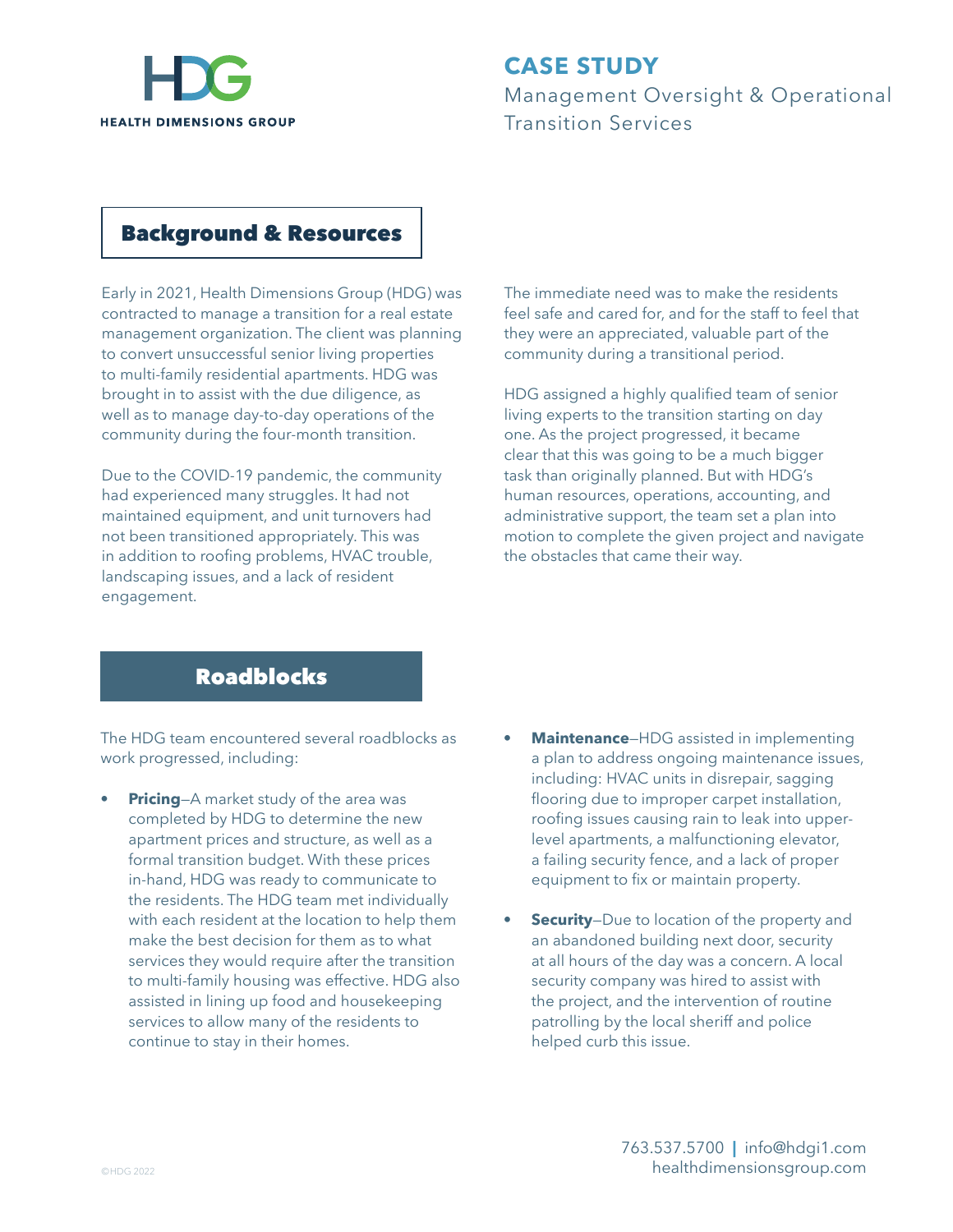HDG

HEALTH DIMENSIONS GROUP

# CASE STUDY

Management Oversight & Operational Transition Services

## Background & Resources

Early in 2021, Health Dimensions Group (HDG) was contracted to manage a transition for a real estate management organization. The client was planning to convert unsuccessful senior living properties to multi-family residential apartments. HDG was brought in to assist with the due diligence, as well as to manage day-to-day operations of the community during the four-month transition.

Due to the COVID-19 pandemic, the community had experienced many struggles. It had not maintained equipment, and unit turnovers had not been transitioned appropriately. This was in addition to roofing problems, HVAC trouble, landscaping issues, and a lack of resident engagement.

The immediate need was to make the residents feel safe and cared for, and for the staff to feel that they were an appreciated, valuable part of the community during a transitional period.

HDG assigned a highly qualified team of senior living experts to the transition starting on day one. As the project progressed, it became clear that this was going to be a much bigger task than originally planned. But with HDG's human resources, operations, accounting, and administrative support, the team set a plan into motion to complete the given project and navigate the obstacles that came their way.

## Roadblocks

The HDG team encountered several roadblocks as work progressed, including:

- **Pricing**—A market study of the area was completed by HDG to determine the new apartment prices and structure, as well as a formal transition budget. With these prices in-hand, HDG was ready to communicate to the residents. The HDG team met individually with each resident at the location to help them make the best decision for them as to what services they would require after the transition to multi-family housing was effective. HDG also assisted in lining up food and housekeeping services to allow many of the residents to continue to stay in their homes.
- **Maintenance**—HDG assisted in implementing a plan to address ongoing maintenance issues, including: HVAC units in disrepair, sagging flooring due to improper carpet installation, roofing issues causing rain to leak into upper-level apartments, a malfunctioning elevator, a failing security fence, and a lack of proper equipment to fix or maintain property.
- **Security**—Due to location of the property and an abandoned building next door, security at all hours of the day was a concern. A local security company was hired to assist with the project, and the intervention of routine patrolling by the local sheriff and police helped curb this issue.

©HDG 2022

763.537.5700 | info@hdgi1.com
healthdimensionsgroup.com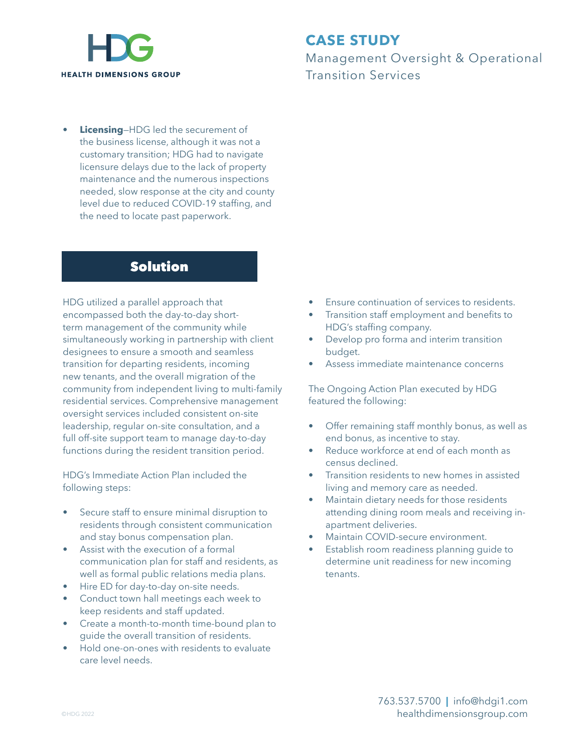- **Licensing**–HDG led the securement of the business license, although it was not a customary transition; HDG had to navigate licensure delays due to the lack of property maintenance and the numerous inspections needed, slow response at the city and county level due to reduced COVID-19 staffing, and the need to locate past paperwork.

## Solution

HDG utilized a parallel approach that encompassed both the day-to-day short-term management of the community while simultaneously working in partnership with client designees to ensure a smooth and seamless transition for departing residents, incoming new tenants, and the overall migration of the community from independent living to multi-family residential services. Comprehensive management oversight services included consistent on-site leadership, regular on-site consultation, and a full off-site support team to manage day-to-day functions during the resident transition period.

HDG's Immediate Action Plan included the following steps:

- Secure staff to ensure minimal disruption to residents through consistent communication and stay bonus compensation plan.
- Assist with the execution of a formal communication plan for staff and residents, as well as formal public relations media plans.
- Hire ED for day-to-day on-site needs.
- Conduct town hall meetings each week to keep residents and staff updated.
- Create a month-to-month time-bound plan to guide the overall transition of residents.
- Hold one-on-ones with residents to evaluate care level needs.
- Ensure continuation of services to residents.
- Transition staff employment and benefits to HDG's staffing company.
- Develop pro forma and interim transition budget.
- Assess immediate maintenance concerns

The Ongoing Action Plan executed by HDG featured the following:

- Offer remaining staff monthly bonus, as well as end bonus, as incentive to stay.
- Reduce workforce at end of each month as census declined.
- Transition residents to new homes in assisted living and memory care as needed.
- Maintain dietary needs for those residents attending dining room meals and receiving in-apartment deliveries.
- Maintain COVID-secure environment.
- Establish room readiness planning guide to determine unit readiness for new incoming tenants.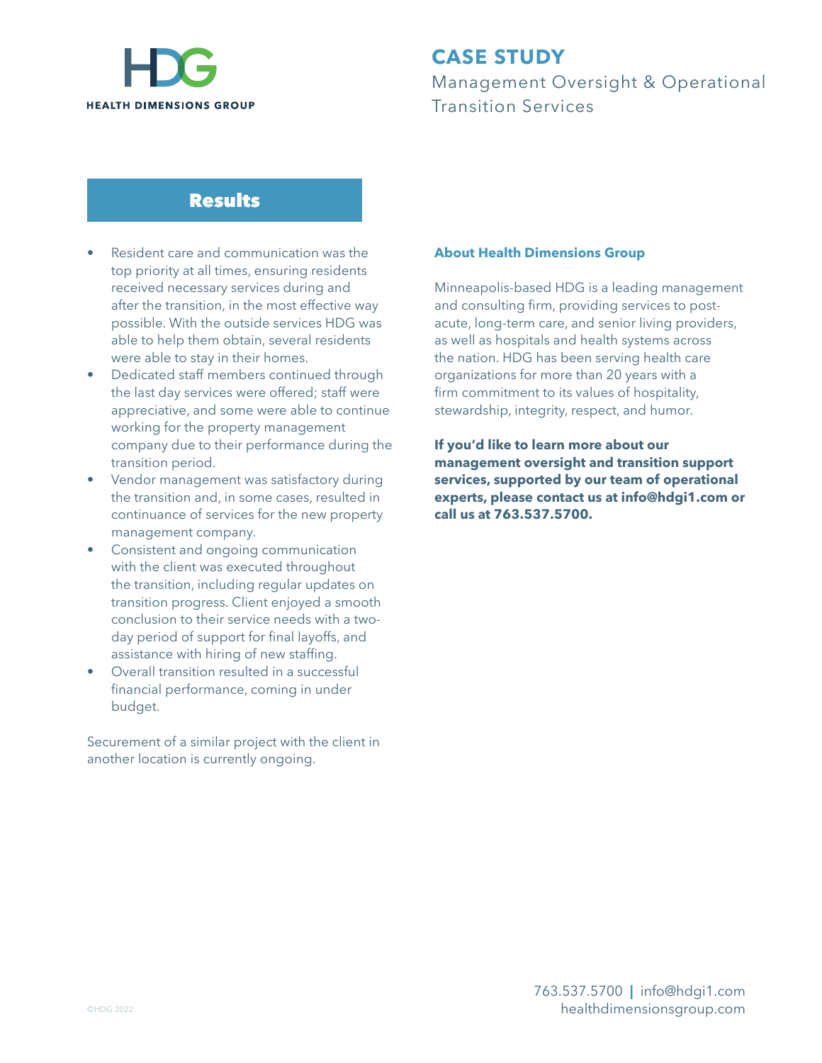**HEALTH DIMENSIONS GROUP**

# CASE STUDY

Management Oversight & Operational Transition Services

## Results

- Resident care and communication was the top priority at all times, ensuring residents received necessary services during and after the transition, in the most effective way possible. With the outside services HDG was able to help them obtain, several residents were able to stay in their homes.
- Dedicated staff members continued through the last day services were offered; staff were appreciative, and some were able to continue working for the property management company due to their performance during the transition period.
- Vendor management was satisfactory during the transition and, in some cases, resulted in continuance of services for the new property management company.
- Consistent and ongoing communication with the client was executed throughout the transition, including regular updates on transition progress. Client enjoyed a smooth conclusion to their service needs with a two-day period of support for final layoffs, and assistance with hiring of new staffing.
- Overall transition resulted in a successful financial performance, coming in under budget.

Securement of a similar project with the client in another location is currently ongoing.

### About Health Dimensions Group

Minneapolis-based HDG is a leading management and consulting firm, providing services to post-acute, long-term care, and senior living providers, as well as hospitals and health systems across the nation. HDG has been serving health care organizations for more than 20 years with a firm commitment to its values of hospitality, stewardship, integrity, respect, and humor.

**If you'd like to learn more about our management oversight and transition support services, supported by our team of operational experts, please contact us at info@hdgi1.com or call us at 763.537.5700.**

©HDG 2022

763.537.5700 | info@hdgi1.com
healthdimensionsgroup.com